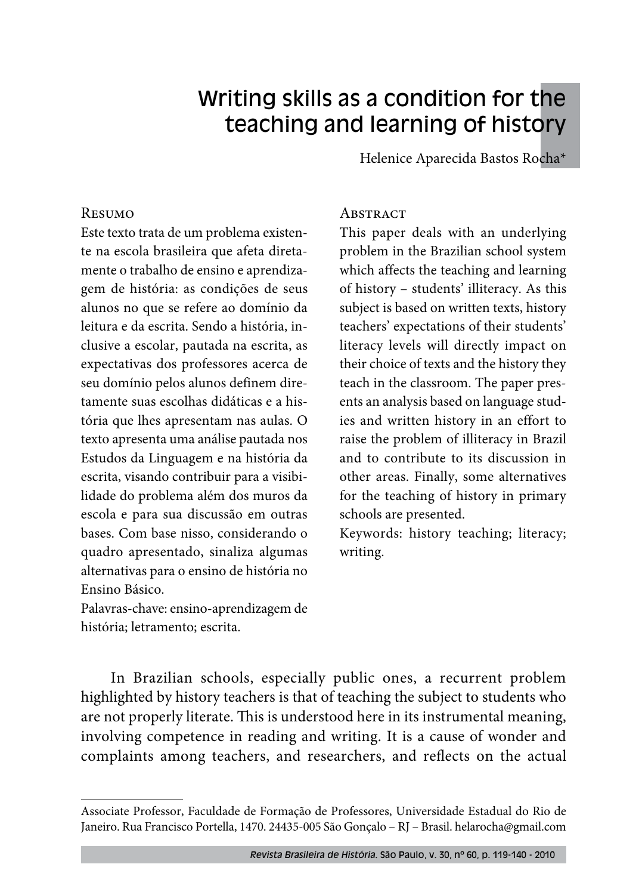# Writing skills as a condition for the teaching and learning of history

Helenice Aparecida Bastos Rocha*

## Resumo

Este texto trata de um problema existente na escola brasileira que afeta diretamente o trabalho de ensino e aprendizagem de história: as condições de seus alunos no que se refere ao domínio da leitura e da escrita. Sendo a história, inclusive a escolar, pautada na escrita, as expectativas dos professores acerca de seu domínio pelos alunos definem diretamente suas escolhas didáticas e a história que lhes apresentam nas aulas. O texto apresenta uma análise pautada nos Estudos da Linguagem e na história da escrita, visando contribuir para a visibilidade do problema além dos muros da escola e para sua discussão em outras bases. Com base nisso, considerando o quadro apresentado, sinaliza algumas alternativas para o ensino de história no Ensino Básico.

Palavras-chave: ensino-aprendizagem de história; letramento; escrita.

## Abstract

This paper deals with an underlying problem in the Brazilian school system which affects the teaching and learning of history – students' illiteracy. As this subject is based on written texts, history teachers' expectations of their students' literacy levels will directly impact on their choice of texts and the history they teach in the classroom. The paper presents an analysis based on language studies and written history in an effort to raise the problem of illiteracy in Brazil and to contribute to its discussion in other areas. Finally, some alternatives for the teaching of history in primary schools are presented.

Keywords: history teaching; literacy; writing.

In Brazilian schools, especially public ones, a recurrent problem highlighted by history teachers is that of teaching the subject to students who are not properly literate. This is understood here in its instrumental meaning, involving competence in reading and writing. It is a cause of wonder and complaints among teachers, and researchers, and reflects on the actual

---

* Associate Professor, Faculdade de Formação de Professores, Universidade Estadual do Rio de Janeiro. Rua Francisco Portella, 1470. 24435-005 São Gonçalo – RJ – Brasil. helarocha@gmail.com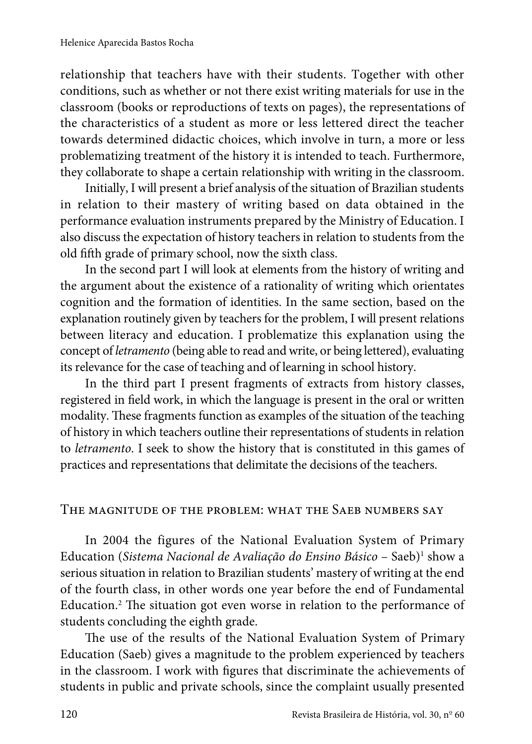relationship that teachers have with their students. Together with other conditions, such as whether or not there exist writing materials for use in the classroom (books or reproductions of texts on pages), the representations of the characteristics of a student as more or less lettered direct the teacher towards determined didactic choices, which involve in turn, a more or less problematizing treatment of the history it is intended to teach. Furthermore, they collaborate to shape a certain relationship with writing in the classroom.

Initially, I will present a brief analysis of the situation of Brazilian students in relation to their mastery of writing based on data obtained in the performance evaluation instruments prepared by the Ministry of Education. I also discuss the expectation of history teachers in relation to students from the old fifth grade of primary school, now the sixth class.

In the second part I will look at elements from the history of writing and the argument about the existence of a rationality of writing which orientates cognition and the formation of identities. In the same section, based on the explanation routinely given by teachers for the problem, I will present relations between literacy and education. I problematize this explanation using the concept of *letramento* (being able to read and write, or being lettered), evaluating its relevance for the case of teaching and of learning in school history.

In the third part I present fragments of extracts from history classes, registered in field work, in which the language is present in the oral or written modality. These fragments function as examples of the situation of the teaching of history in which teachers outline their representations of students in relation to *letramento*. I seek to show the history that is constituted in this games of practices and representations that delimitate the decisions of the teachers.

## The magnitude of the problem: what the Saeb numbers say

In 2004 the figures of the National Evaluation System of Primary Education (*Sistema Nacional de Avaliação do Ensino Básico* – Saeb)[1] show a serious situation in relation to Brazilian students' mastery of writing at the end of the fourth class, in other words one year before the end of Fundamental Education.[2] The situation got even worse in relation to the performance of students concluding the eighth grade.

The use of the results of the National Evaluation System of Primary Education (Saeb) gives a magnitude to the problem experienced by teachers in the classroom. I work with figures that discriminate the achievements of students in public and private schools, since the complaint usually presented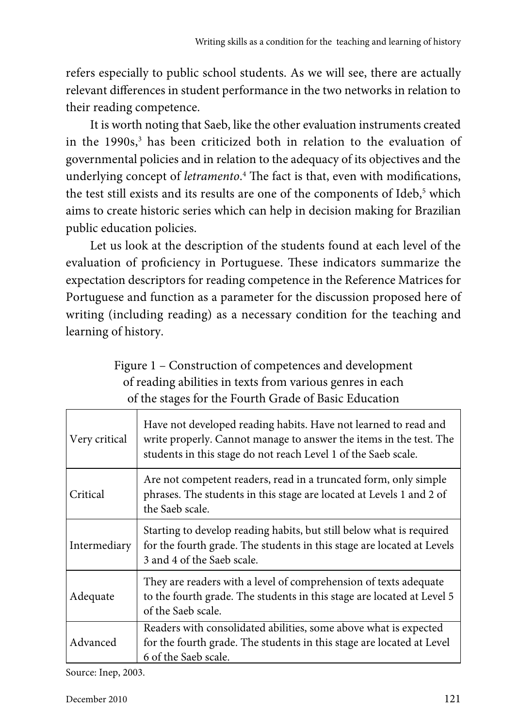refers especially to public school students. As we will see, there are actually relevant differences in student performance in the two networks in relation to their reading competence.

It is worth noting that Saeb, like the other evaluation instruments created in the 1990s,[3] has been criticized both in relation to the evaluation of governmental policies and in relation to the adequacy of its objectives and the underlying concept of *letramento*.[4] The fact is that, even with modifications, the test still exists and its results are one of the components of Ideb,[5] which aims to create historic series which can help in decision making for Brazilian public education policies.

Let us look at the description of the students found at each level of the evaluation of proficiency in Portuguese. These indicators summarize the expectation descriptors for reading competence in the Reference Matrices for Portuguese and function as a parameter for the discussion proposed here of writing (including reading) as a necessary condition for the teaching and learning of history.

Figure 1 – Construction of competences and development of reading abilities in texts from various genres in each of the stages for the Fourth Grade of Basic Education

| | |
|---|---|
| Very critical | Have not developed reading habits. Have not learned to read and write properly. Cannot manage to answer the items in the test. The students in this stage do not reach Level 1 of the Saeb scale. |
| Critical | Are not competent readers, read in a truncated form, only simple phrases. The students in this stage are located at Levels 1 and 2 of the Saeb scale. |
| Intermediary | Starting to develop reading habits, but still below what is required for the fourth grade. The students in this stage are located at Levels 3 and 4 of the Saeb scale. |
| Adequate | They are readers with a level of comprehension of texts adequate to the fourth grade. The students in this stage are located at Level 5 of the Saeb scale. |
| Advanced | Readers with consolidated abilities, some above what is expected for the fourth grade. The students in this stage are located at Level 6 of the Saeb scale. |

Source: Inep, 2003.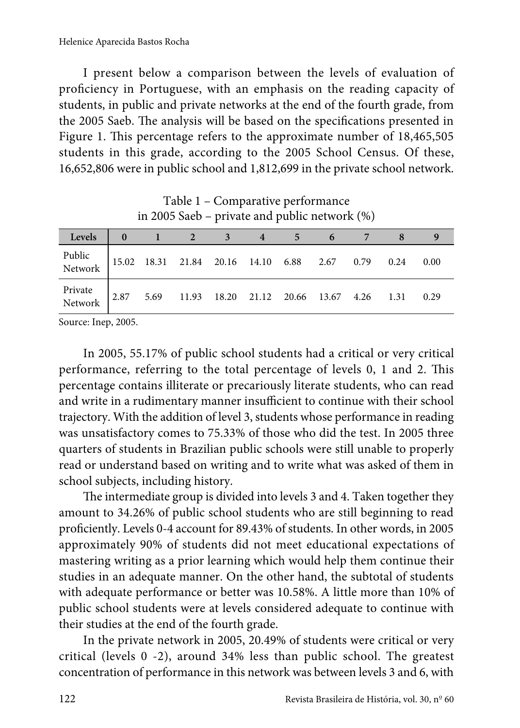I present below a comparison between the levels of evaluation of proficiency in Portuguese, with an emphasis on the reading capacity of students, in public and private networks at the end of the fourth grade, from the 2005 Saeb. The analysis will be based on the specifications presented in Figure 1. This percentage refers to the approximate number of 18,465,505 students in this grade, according to the 2005 School Census. Of these, 16,652,806 were in public school and 1,812,699 in the private school network.

Table 1 – Comparative performance in 2005 Saeb – private and public network (%)

| Levels | 0 | 1 | 2 | 3 | 4 | 5 | 6 | 7 | 8 | 9 |
|---|---|---|---|---|---|---|---|---|---|---|
| Public Network | 15.02 | 18.31 | 21.84 | 20.16 | 14.10 | 6.88 | 2.67 | 0.79 | 0.24 | 0.00 |
| Private Network | 2.87 | 5.69 | 11.93 | 18.20 | 21.12 | 20.66 | 13.67 | 4.26 | 1.31 | 0.29 |

Source: Inep, 2005.

In 2005, 55.17% of public school students had a critical or very critical performance, referring to the total percentage of levels 0, 1 and 2. This percentage contains illiterate or precariously literate students, who can read and write in a rudimentary manner insufficient to continue with their school trajectory. With the addition of level 3, students whose performance in reading was unsatisfactory comes to 75.33% of those who did the test. In 2005 three quarters of students in Brazilian public schools were still unable to properly read or understand based on writing and to write what was asked of them in school subjects, including history.

The intermediate group is divided into levels 3 and 4. Taken together they amount to 34.26% of public school students who are still beginning to read proficiently. Levels 0-4 account for 89.43% of students. In other words, in 2005 approximately 90% of students did not meet educational expectations of mastering writing as a prior learning which would help them continue their studies in an adequate manner. On the other hand, the subtotal of students with adequate performance or better was 10.58%. A little more than 10% of public school students were at levels considered adequate to continue with their studies at the end of the fourth grade.

In the private network in 2005, 20.49% of students were critical or very critical (levels 0 -2), around 34% less than public school. The greatest concentration of performance in this network was between levels 3 and 6, with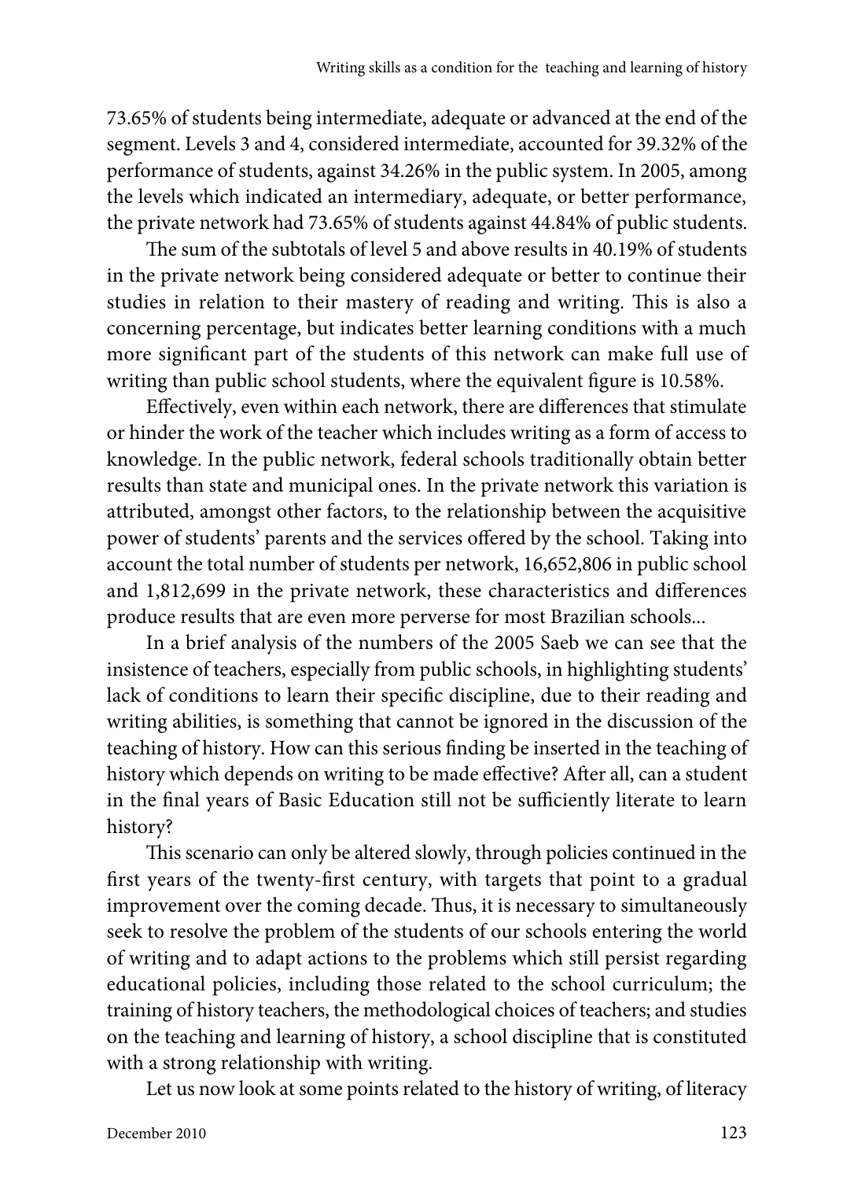73.65% of students being intermediate, adequate or advanced at the end of the segment. Levels 3 and 4, considered intermediate, accounted for 39.32% of the performance of students, against 34.26% in the public system. In 2005, among the levels which indicated an intermediary, adequate, or better performance, the private network had 73.65% of students against 44.84% of public students.

The sum of the subtotals of level 5 and above results in 40.19% of students in the private network being considered adequate or better to continue their studies in relation to their mastery of reading and writing. This is also a concerning percentage, but indicates better learning conditions with a much more significant part of the students of this network can make full use of writing than public school students, where the equivalent figure is 10.58%.

Effectively, even within each network, there are differences that stimulate or hinder the work of the teacher which includes writing as a form of access to knowledge. In the public network, federal schools traditionally obtain better results than state and municipal ones. In the private network this variation is attributed, amongst other factors, to the relationship between the acquisitive power of students' parents and the services offered by the school. Taking into account the total number of students per network, 16,652,806 in public school and 1,812,699 in the private network, these characteristics and differences produce results that are even more perverse for most Brazilian schools...

In a brief analysis of the numbers of the 2005 Saeb we can see that the insistence of teachers, especially from public schools, in highlighting students' lack of conditions to learn their specific discipline, due to their reading and writing abilities, is something that cannot be ignored in the discussion of the teaching of history. How can this serious finding be inserted in the teaching of history which depends on writing to be made effective? After all, can a student in the final years of Basic Education still not be sufficiently literate to learn history?

This scenario can only be altered slowly, through policies continued in the first years of the twenty-first century, with targets that point to a gradual improvement over the coming decade. Thus, it is necessary to simultaneously seek to resolve the problem of the students of our schools entering the world of writing and to adapt actions to the problems which still persist regarding educational policies, including those related to the school curriculum; the training of history teachers, the methodological choices of teachers; and studies on the teaching and learning of history, a school discipline that is constituted with a strong relationship with writing.

Let us now look at some points related to the history of writing, of literacy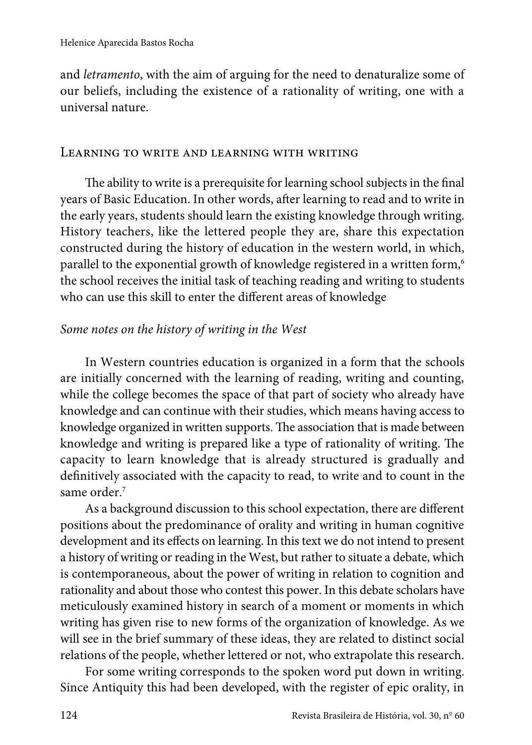and *letramento*, with the aim of arguing for the need to denaturalize some of our beliefs, including the existence of a rationality of writing, one with a universal nature.

## Learning to write and learning with writing

The ability to write is a prerequisite for learning school subjects in the final years of Basic Education. In other words, after learning to read and to write in the early years, students should learn the existing knowledge through writing. History teachers, like the lettered people they are, share this expectation constructed during the history of education in the western world, in which, parallel to the exponential growth of knowledge registered in a written form,[6] the school receives the initial task of teaching reading and writing to students who can use this skill to enter the different areas of knowledge

### *Some notes on the history of writing in the West*

In Western countries education is organized in a form that the schools are initially concerned with the learning of reading, writing and counting, while the college becomes the space of that part of society who already have knowledge and can continue with their studies, which means having access to knowledge organized in written supports. The association that is made between knowledge and writing is prepared like a type of rationality of writing. The capacity to learn knowledge that is already structured is gradually and definitively associated with the capacity to read, to write and to count in the same order.[7]

As a background discussion to this school expectation, there are different positions about the predominance of orality and writing in human cognitive development and its effects on learning. In this text we do not intend to present a history of writing or reading in the West, but rather to situate a debate, which is contemporaneous, about the power of writing in relation to cognition and rationality and about those who contest this power. In this debate scholars have meticulously examined history in search of a moment or moments in which writing has given rise to new forms of the organization of knowledge. As we will see in the brief summary of these ideas, they are related to distinct social relations of the people, whether lettered or not, who extrapolate this research.

For some writing corresponds to the spoken word put down in writing. Since Antiquity this had been developed, with the register of epic orality, in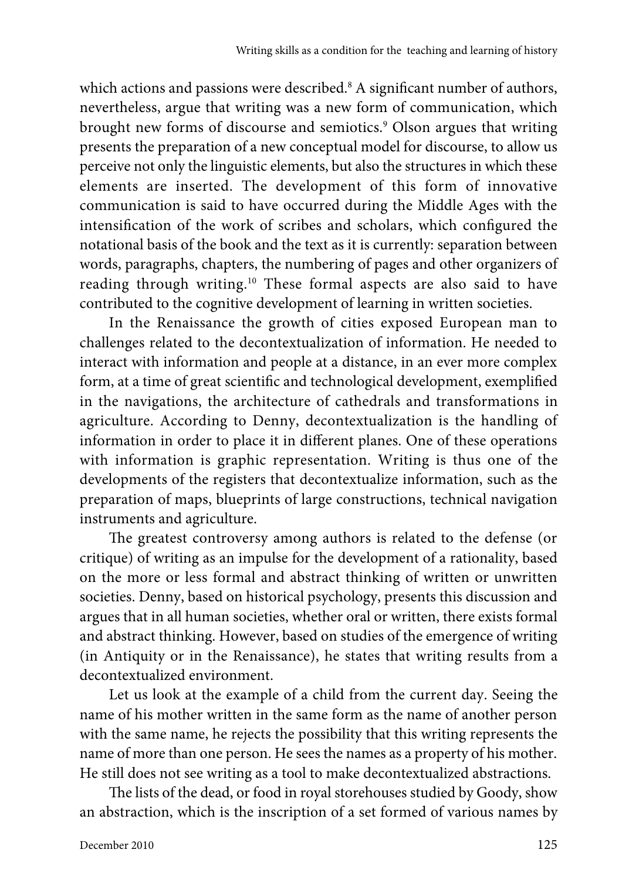which actions and passions were described.[8] A significant number of authors, nevertheless, argue that writing was a new form of communication, which brought new forms of discourse and semiotics.[9] Olson argues that writing presents the preparation of a new conceptual model for discourse, to allow us perceive not only the linguistic elements, but also the structures in which these elements are inserted. The development of this form of innovative communication is said to have occurred during the Middle Ages with the intensification of the work of scribes and scholars, which configured the notational basis of the book and the text as it is currently: separation between words, paragraphs, chapters, the numbering of pages and other organizers of reading through writing.[10] These formal aspects are also said to have contributed to the cognitive development of learning in written societies.

In the Renaissance the growth of cities exposed European man to challenges related to the decontextualization of information. He needed to interact with information and people at a distance, in an ever more complex form, at a time of great scientific and technological development, exemplified in the navigations, the architecture of cathedrals and transformations in agriculture. According to Denny, decontextualization is the handling of information in order to place it in different planes. One of these operations with information is graphic representation. Writing is thus one of the developments of the registers that decontextualize information, such as the preparation of maps, blueprints of large constructions, technical navigation instruments and agriculture.

The greatest controversy among authors is related to the defense (or critique) of writing as an impulse for the development of a rationality, based on the more or less formal and abstract thinking of written or unwritten societies. Denny, based on historical psychology, presents this discussion and argues that in all human societies, whether oral or written, there exists formal and abstract thinking. However, based on studies of the emergence of writing (in Antiquity or in the Renaissance), he states that writing results from a decontextualized environment.

Let us look at the example of a child from the current day. Seeing the name of his mother written in the same form as the name of another person with the same name, he rejects the possibility that this writing represents the name of more than one person. He sees the names as a property of his mother. He still does not see writing as a tool to make decontextualized abstractions.

The lists of the dead, or food in royal storehouses studied by Goody, show an abstraction, which is the inscription of a set formed of various names by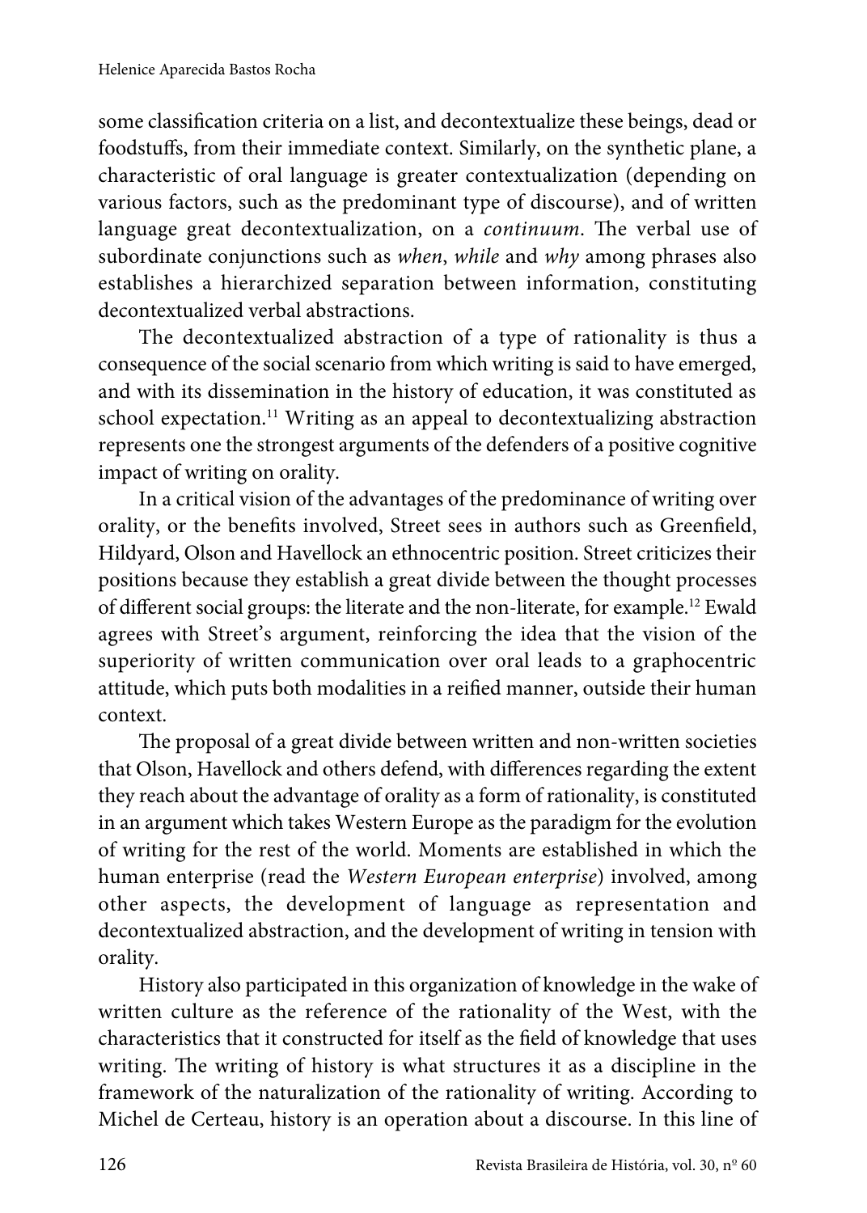some classification criteria on a list, and decontextualize these beings, dead or foodstuffs, from their immediate context. Similarly, on the synthetic plane, a characteristic of oral language is greater contextualization (depending on various factors, such as the predominant type of discourse), and of written language great decontextualization, on a *continuum*. The verbal use of subordinate conjunctions such as *when*, *while* and *why* among phrases also establishes a hierarchized separation between information, constituting decontextualized verbal abstractions.

The decontextualized abstraction of a type of rationality is thus a consequence of the social scenario from which writing is said to have emerged, and with its dissemination in the history of education, it was constituted as school expectation.[11] Writing as an appeal to decontextualizing abstraction represents one the strongest arguments of the defenders of a positive cognitive impact of writing on orality.

In a critical vision of the advantages of the predominance of writing over orality, or the benefits involved, Street sees in authors such as Greenfield, Hildyard, Olson and Havellock an ethnocentric position. Street criticizes their positions because they establish a great divide between the thought processes of different social groups: the literate and the non-literate, for example.[12] Ewald agrees with Street's argument, reinforcing the idea that the vision of the superiority of written communication over oral leads to a graphocentric attitude, which puts both modalities in a reified manner, outside their human context.

The proposal of a great divide between written and non-written societies that Olson, Havellock and others defend, with differences regarding the extent they reach about the advantage of orality as a form of rationality, is constituted in an argument which takes Western Europe as the paradigm for the evolution of writing for the rest of the world. Moments are established in which the human enterprise (read the *Western European enterprise*) involved, among other aspects, the development of language as representation and decontextualized abstraction, and the development of writing in tension with orality.

History also participated in this organization of knowledge in the wake of written culture as the reference of the rationality of the West, with the characteristics that it constructed for itself as the field of knowledge that uses writing. The writing of history is what structures it as a discipline in the framework of the naturalization of the rationality of writing. According to Michel de Certeau, history is an operation about a discourse. In this line of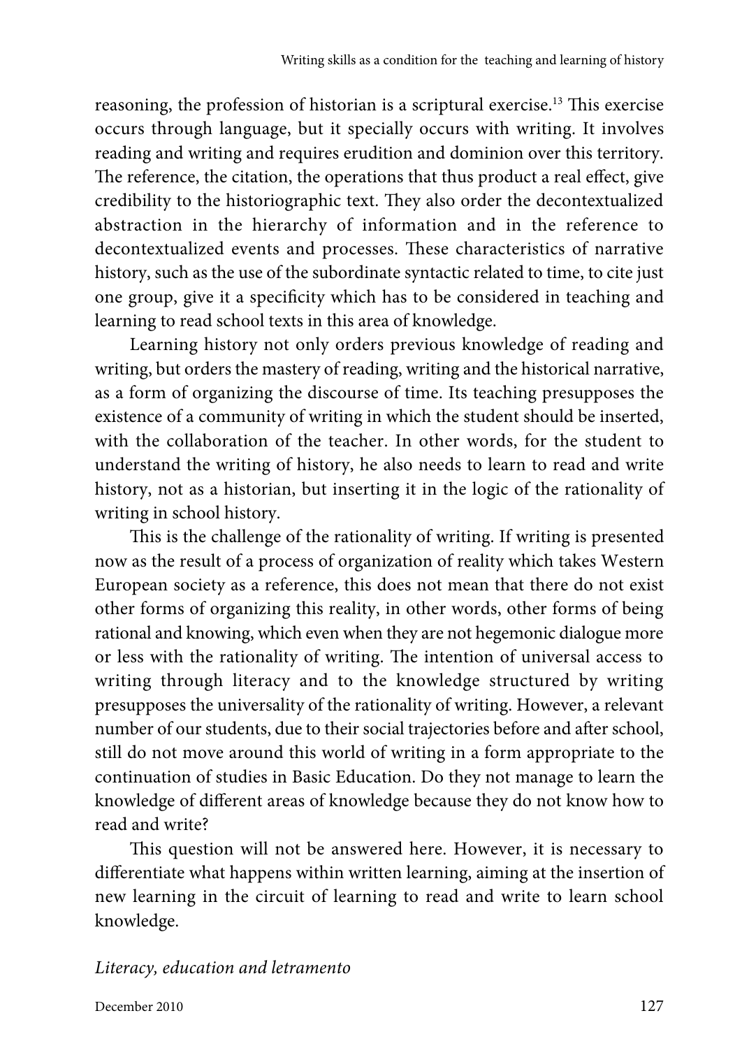reasoning, the profession of historian is a scriptural exercise.[13] This exercise occurs through language, but it specially occurs with writing. It involves reading and writing and requires erudition and dominion over this territory. The reference, the citation, the operations that thus product a real effect, give credibility to the historiographic text. They also order the decontextualized abstraction in the hierarchy of information and in the reference to decontextualized events and processes. These characteristics of narrative history, such as the use of the subordinate syntactic related to time, to cite just one group, give it a specificity which has to be considered in teaching and learning to read school texts in this area of knowledge.

Learning history not only orders previous knowledge of reading and writing, but orders the mastery of reading, writing and the historical narrative, as a form of organizing the discourse of time. Its teaching presupposes the existence of a community of writing in which the student should be inserted, with the collaboration of the teacher. In other words, for the student to understand the writing of history, he also needs to learn to read and write history, not as a historian, but inserting it in the logic of the rationality of writing in school history.

This is the challenge of the rationality of writing. If writing is presented now as the result of a process of organization of reality which takes Western European society as a reference, this does not mean that there do not exist other forms of organizing this reality, in other words, other forms of being rational and knowing, which even when they are not hegemonic dialogue more or less with the rationality of writing. The intention of universal access to writing through literacy and to the knowledge structured by writing presupposes the universality of the rationality of writing. However, a relevant number of our students, due to their social trajectories before and after school, still do not move around this world of writing in a form appropriate to the continuation of studies in Basic Education. Do they not manage to learn the knowledge of different areas of knowledge because they do not know how to read and write?

This question will not be answered here. However, it is necessary to differentiate what happens within written learning, aiming at the insertion of new learning in the circuit of learning to read and write to learn school knowledge.

*Literacy, education and letramento*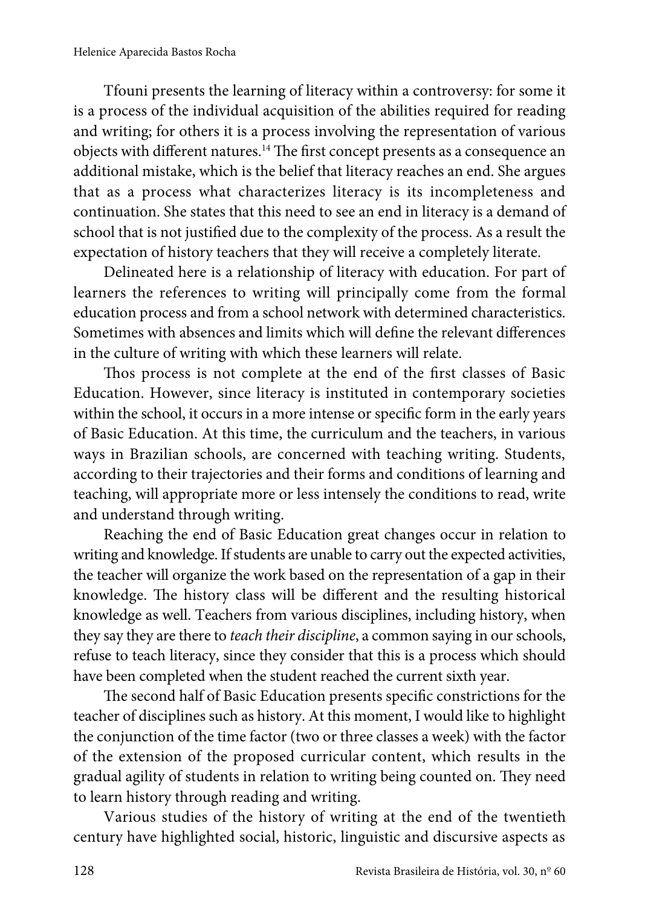Tfouni presents the learning of literacy within a controversy: for some it is a process of the individual acquisition of the abilities required for reading and writing; for others it is a process involving the representation of various objects with different natures.[14] The first concept presents as a consequence an additional mistake, which is the belief that literacy reaches an end. She argues that as a process what characterizes literacy is its incompleteness and continuation. She states that this need to see an end in literacy is a demand of school that is not justified due to the complexity of the process. As a result the expectation of history teachers that they will receive a completely literate.

Delineated here is a relationship of literacy with education. For part of learners the references to writing will principally come from the formal education process and from a school network with determined characteristics. Sometimes with absences and limits which will define the relevant differences in the culture of writing with which these learners will relate.

Thos process is not complete at the end of the first classes of Basic Education. However, since literacy is instituted in contemporary societies within the school, it occurs in a more intense or specific form in the early years of Basic Education. At this time, the curriculum and the teachers, in various ways in Brazilian schools, are concerned with teaching writing. Students, according to their trajectories and their forms and conditions of learning and teaching, will appropriate more or less intensely the conditions to read, write and understand through writing.

Reaching the end of Basic Education great changes occur in relation to writing and knowledge. If students are unable to carry out the expected activities, the teacher will organize the work based on the representation of a gap in their knowledge. The history class will be different and the resulting historical knowledge as well. Teachers from various disciplines, including history, when they say they are there to *teach their discipline*, a common saying in our schools, refuse to teach literacy, since they consider that this is a process which should have been completed when the student reached the current sixth year.

The second half of Basic Education presents specific constrictions for the teacher of disciplines such as history. At this moment, I would like to highlight the conjunction of the time factor (two or three classes a week) with the factor of the extension of the proposed curricular content, which results in the gradual agility of students in relation to writing being counted on. They need to learn history through reading and writing.

Various studies of the history of writing at the end of the twentieth century have highlighted social, historic, linguistic and discursive aspects as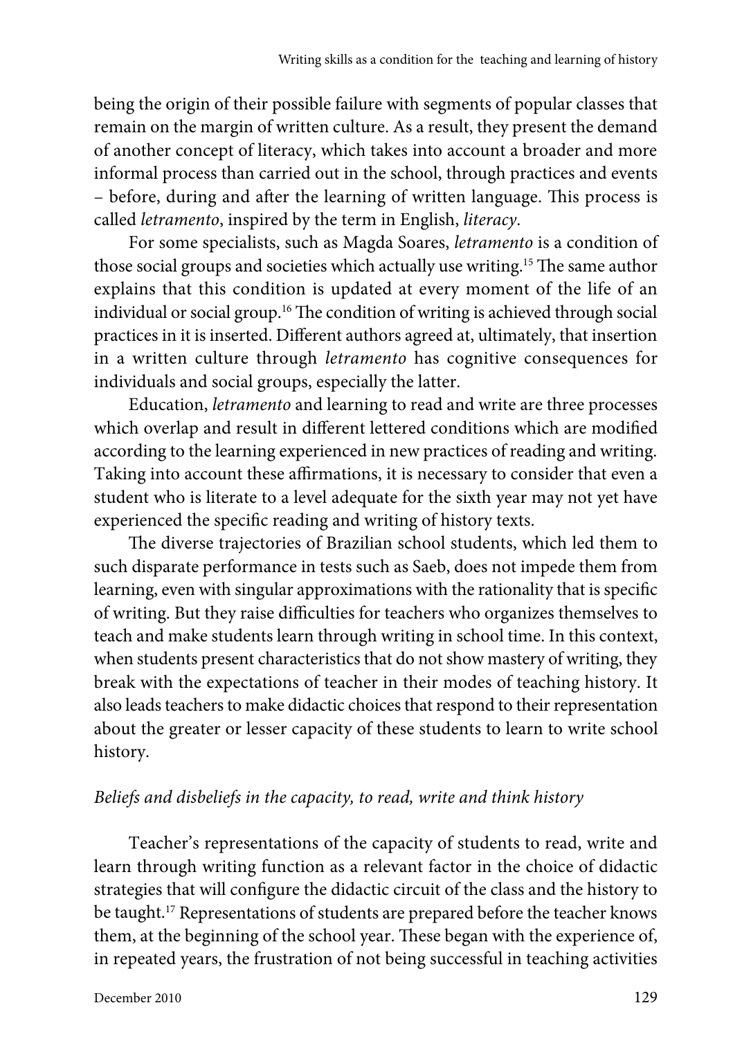being the origin of their possible failure with segments of popular classes that remain on the margin of written culture. As a result, they present the demand of another concept of literacy, which takes into account a broader and more informal process than carried out in the school, through practices and events – before, during and after the learning of written language. This process is called *letramento*, inspired by the term in English, *literacy*.

For some specialists, such as Magda Soares, *letramento* is a condition of those social groups and societies which actually use writing.[15] The same author explains that this condition is updated at every moment of the life of an individual or social group.[16] The condition of writing is achieved through social practices in it is inserted. Different authors agreed at, ultimately, that insertion in a written culture through *letramento* has cognitive consequences for individuals and social groups, especially the latter.

Education, *letramento* and learning to read and write are three processes which overlap and result in different lettered conditions which are modified according to the learning experienced in new practices of reading and writing. Taking into account these affirmations, it is necessary to consider that even a student who is literate to a level adequate for the sixth year may not yet have experienced the specific reading and writing of history texts.

The diverse trajectories of Brazilian school students, which led them to such disparate performance in tests such as Saeb, does not impede them from learning, even with singular approximations with the rationality that is specific of writing. But they raise difficulties for teachers who organizes themselves to teach and make students learn through writing in school time. In this context, when students present characteristics that do not show mastery of writing, they break with the expectations of teacher in their modes of teaching history. It also leads teachers to make didactic choices that respond to their representation about the greater or lesser capacity of these students to learn to write school history.

### *Beliefs and disbeliefs in the capacity, to read, write and think history*

Teacher's representations of the capacity of students to read, write and learn through writing function as a relevant factor in the choice of didactic strategies that will configure the didactic circuit of the class and the history to be taught.[17] Representations of students are prepared before the teacher knows them, at the beginning of the school year. These began with the experience of, in repeated years, the frustration of not being successful in teaching activities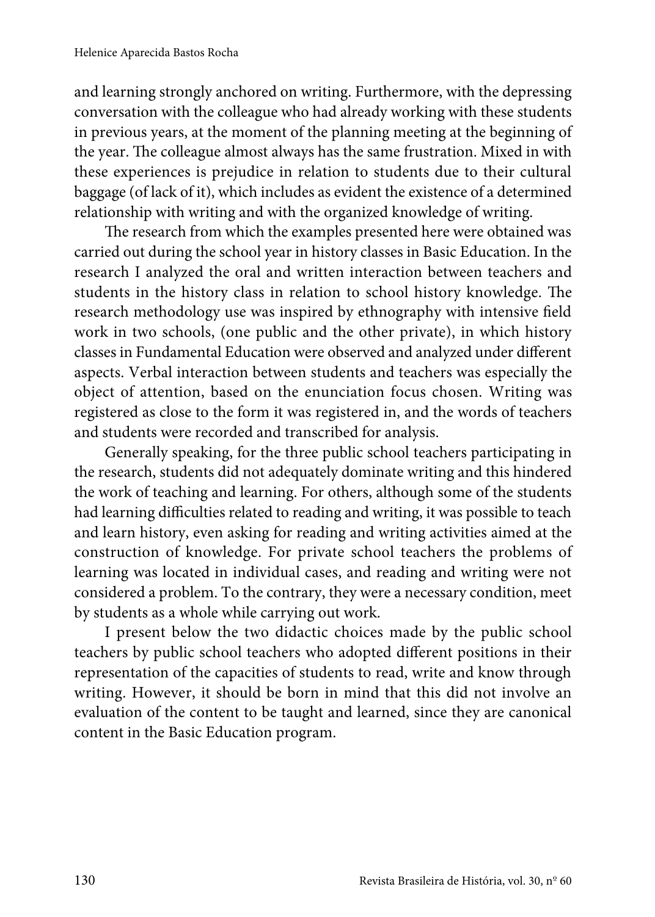and learning strongly anchored on writing. Furthermore, with the depressing conversation with the colleague who had already working with these students in previous years, at the moment of the planning meeting at the beginning of the year. The colleague almost always has the same frustration. Mixed in with these experiences is prejudice in relation to students due to their cultural baggage (of lack of it), which includes as evident the existence of a determined relationship with writing and with the organized knowledge of writing.

The research from which the examples presented here were obtained was carried out during the school year in history classes in Basic Education. In the research I analyzed the oral and written interaction between teachers and students in the history class in relation to school history knowledge. The research methodology use was inspired by ethnography with intensive field work in two schools, (one public and the other private), in which history classes in Fundamental Education were observed and analyzed under different aspects. Verbal interaction between students and teachers was especially the object of attention, based on the enunciation focus chosen. Writing was registered as close to the form it was registered in, and the words of teachers and students were recorded and transcribed for analysis.

Generally speaking, for the three public school teachers participating in the research, students did not adequately dominate writing and this hindered the work of teaching and learning. For others, although some of the students had learning difficulties related to reading and writing, it was possible to teach and learn history, even asking for reading and writing activities aimed at the construction of knowledge. For private school teachers the problems of learning was located in individual cases, and reading and writing were not considered a problem. To the contrary, they were a necessary condition, meet by students as a whole while carrying out work.

I present below the two didactic choices made by the public school teachers by public school teachers who adopted different positions in their representation of the capacities of students to read, write and know through writing. However, it should be born in mind that this did not involve an evaluation of the content to be taught and learned, since they are canonical content in the Basic Education program.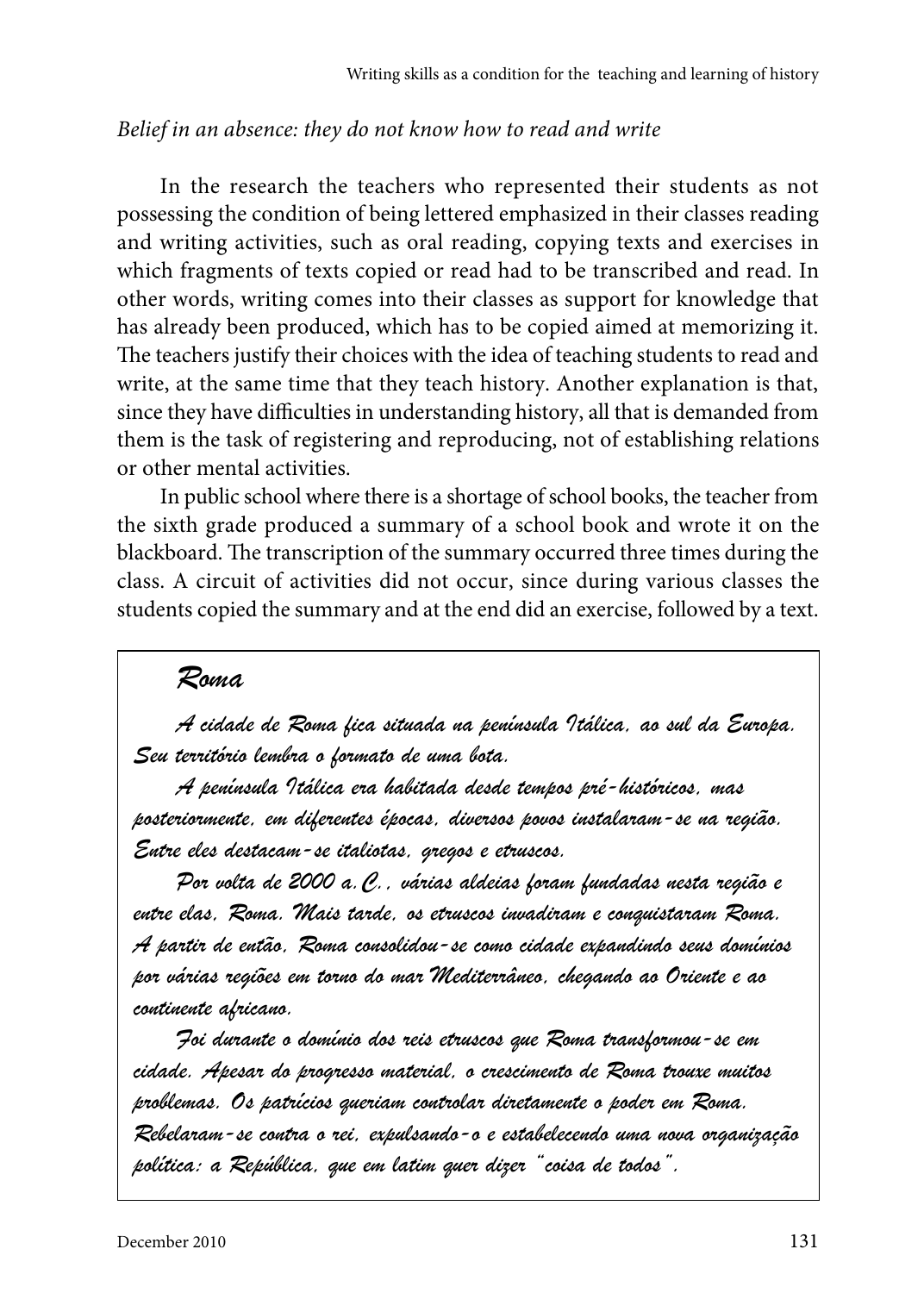*Belief in an absence: they do not know how to read and write*

In the research the teachers who represented their students as not possessing the condition of being lettered emphasized in their classes reading and writing activities, such as oral reading, copying texts and exercises in which fragments of texts copied or read had to be transcribed and read. In other words, writing comes into their classes as support for knowledge that has already been produced, which has to be copied aimed at memorizing it. The teachers justify their choices with the idea of teaching students to read and write, at the same time that they teach history. Another explanation is that, since they have difficulties in understanding history, all that is demanded from them is the task of registering and reproducing, not of establishing relations or other mental activities.

In public school where there is a shortage of school books, the teacher from the sixth grade produced a summary of a school book and wrote it on the blackboard. The transcription of the summary occurred three times during the class. A circuit of activities did not occur, since during various classes the students copied the summary and at the end did an exercise, followed by a text.

> **Roma**
>
> A cidade de Roma fica situada na península Itálica, ao sul da Europa. Seu território lembra o formato de uma bota.
>
> A península Itálica era habitada desde tempos pré-históricos, mas posteriormente, em diferentes épocas, diversos povos instalaram-se na região. Entre eles destacam-se italiotas, gregos e etruscos.
>
> Por volta de 2000 a.C., várias aldeias foram fundadas nesta região e entre elas, Roma. Mais tarde, os etruscos invadiram e conquistaram Roma. A partir de então, Roma consolidou-se como cidade expandindo seus domínios por várias regiões em torno do mar Mediterrâneo, chegando ao Oriente e ao continente africano.
>
> Foi durante o domínio dos reis etruscos que Roma transformou-se em cidade. Apesar do progresso material, o crescimento de Roma trouxe muitos problemas. Os patrícios queriam controlar diretamente o poder em Roma. Rebelaram-se contra o rei, expulsando-o e estabelecendo uma nova organização política: a República, que em latim quer dizer "coisa de todos".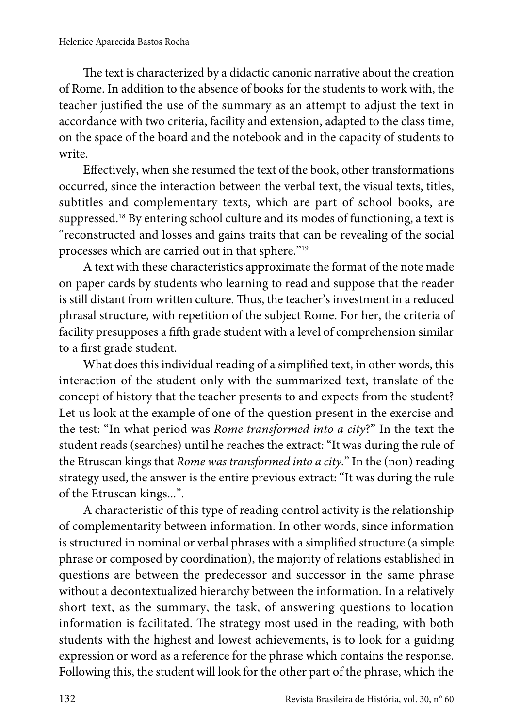The text is characterized by a didactic canonic narrative about the creation of Rome. In addition to the absence of books for the students to work with, the teacher justified the use of the summary as an attempt to adjust the text in accordance with two criteria, facility and extension, adapted to the class time, on the space of the board and the notebook and in the capacity of students to write.

Effectively, when she resumed the text of the book, other transformations occurred, since the interaction between the verbal text, the visual texts, titles, subtitles and complementary texts, which are part of school books, are suppressed.[18] By entering school culture and its modes of functioning, a text is "reconstructed and losses and gains traits that can be revealing of the social processes which are carried out in that sphere."[19]

A text with these characteristics approximate the format of the note made on paper cards by students who learning to read and suppose that the reader is still distant from written culture. Thus, the teacher's investment in a reduced phrasal structure, with repetition of the subject Rome. For her, the criteria of facility presupposes a fifth grade student with a level of comprehension similar to a first grade student.

What does this individual reading of a simplified text, in other words, this interaction of the student only with the summarized text, translate of the concept of history that the teacher presents to and expects from the student? Let us look at the example of one of the question present in the exercise and the test: "In what period was *Rome transformed into a city*?" In the text the student reads (searches) until he reaches the extract: "It was during the rule of the Etruscan kings that *Rome was transformed into a city.*" In the (non) reading strategy used, the answer is the entire previous extract: "It was during the rule of the Etruscan kings...".

A characteristic of this type of reading control activity is the relationship of complementarity between information. In other words, since information is structured in nominal or verbal phrases with a simplified structure (a simple phrase or composed by coordination), the majority of relations established in questions are between the predecessor and successor in the same phrase without a decontextualized hierarchy between the information. In a relatively short text, as the summary, the task, of answering questions to location information is facilitated. The strategy most used in the reading, with both students with the highest and lowest achievements, is to look for a guiding expression or word as a reference for the phrase which contains the response. Following this, the student will look for the other part of the phrase, which the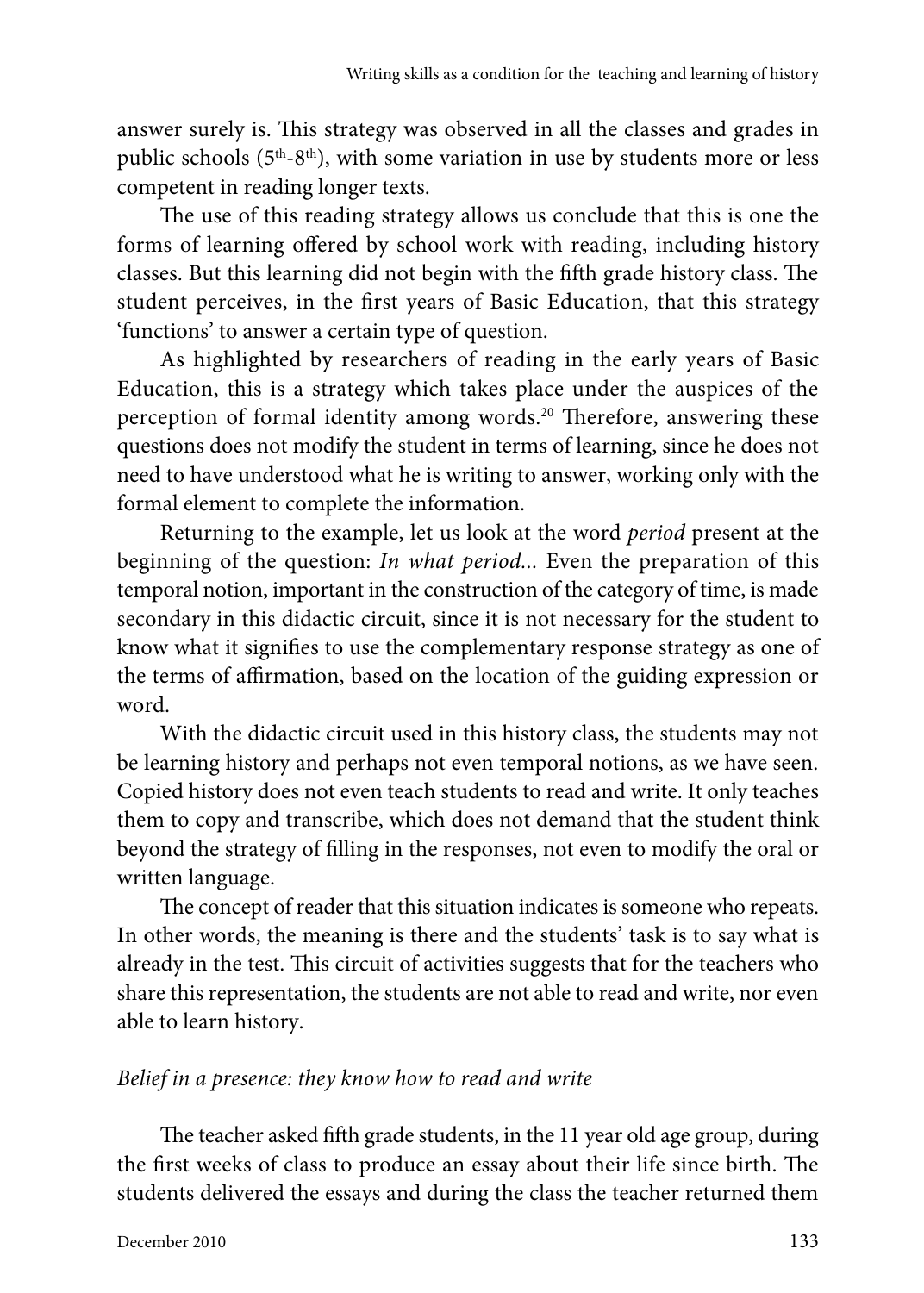answer surely is. This strategy was observed in all the classes and grades in public schools ($5^{th}$-$8^{th}$), with some variation in use by students more or less competent in reading longer texts.

The use of this reading strategy allows us conclude that this is one the forms of learning offered by school work with reading, including history classes. But this learning did not begin with the fifth grade history class. The student perceives, in the first years of Basic Education, that this strategy 'functions' to answer a certain type of question.

As highlighted by researchers of reading in the early years of Basic Education, this is a strategy which takes place under the auspices of the perception of formal identity among words.[20] Therefore, answering these questions does not modify the student in terms of learning, since he does not need to have understood what he is writing to answer, working only with the formal element to complete the information.

Returning to the example, let us look at the word *period* present at the beginning of the question: *In what period...* Even the preparation of this temporal notion, important in the construction of the category of time, is made secondary in this didactic circuit, since it is not necessary for the student to know what it signifies to use the complementary response strategy as one of the terms of affirmation, based on the location of the guiding expression or word.

With the didactic circuit used in this history class, the students may not be learning history and perhaps not even temporal notions, as we have seen. Copied history does not even teach students to read and write. It only teaches them to copy and transcribe, which does not demand that the student think beyond the strategy of filling in the responses, not even to modify the oral or written language.

The concept of reader that this situation indicates is someone who repeats. In other words, the meaning is there and the students' task is to say what is already in the test. This circuit of activities suggests that for the teachers who share this representation, the students are not able to read and write, nor even able to learn history.

*Belief in a presence: they know how to read and write*

The teacher asked fifth grade students, in the 11 year old age group, during the first weeks of class to produce an essay about their life since birth. The students delivered the essays and during the class the teacher returned them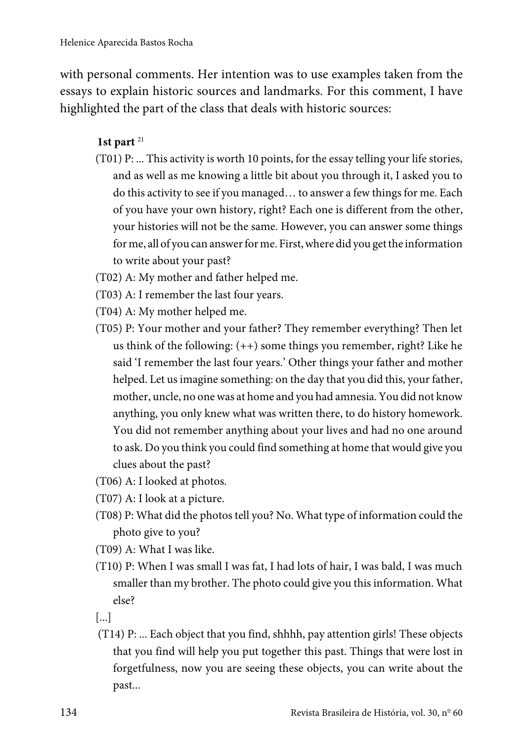with personal comments. Her intention was to use examples taken from the essays to explain historic sources and landmarks. For this comment, I have highlighted the part of the class that deals with historic sources:

**1st part** [21]

(T01) P: ... This activity is worth 10 points, for the essay telling your life stories, and as well as me knowing a little bit about you through it, I asked you to do this activity to see if you managed… to answer a few things for me. Each of you have your own history, right? Each one is different from the other, your histories will not be the same. However, you can answer some things for me, all of you can answer for me. First, where did you get the information to write about your past?

(T02) A: My mother and father helped me.

(T03) A: I remember the last four years.

(T04) A: My mother helped me.

(T05) P: Your mother and your father? They remember everything? Then let us think of the following: (++) some things you remember, right? Like he said 'I remember the last four years.' Other things your father and mother helped. Let us imagine something: on the day that you did this, your father, mother, uncle, no one was at home and you had amnesia. You did not know anything, you only knew what was written there, to do history homework. You did not remember anything about your lives and had no one around to ask. Do you think you could find something at home that would give you clues about the past?

(T06) A: I looked at photos.

(T07) A: I look at a picture.

(T08) P: What did the photos tell you? No. What type of information could the photo give to you?

(T09) A: What I was like.

(T10) P: When I was small I was fat, I had lots of hair, I was bald, I was much smaller than my brother. The photo could give you this information. What else?

[...]

(T14) P: ... Each object that you find, shhhh, pay attention girls! These objects that you find will help you put together this past. Things that were lost in forgetfulness, now you are seeing these objects, you can write about the past...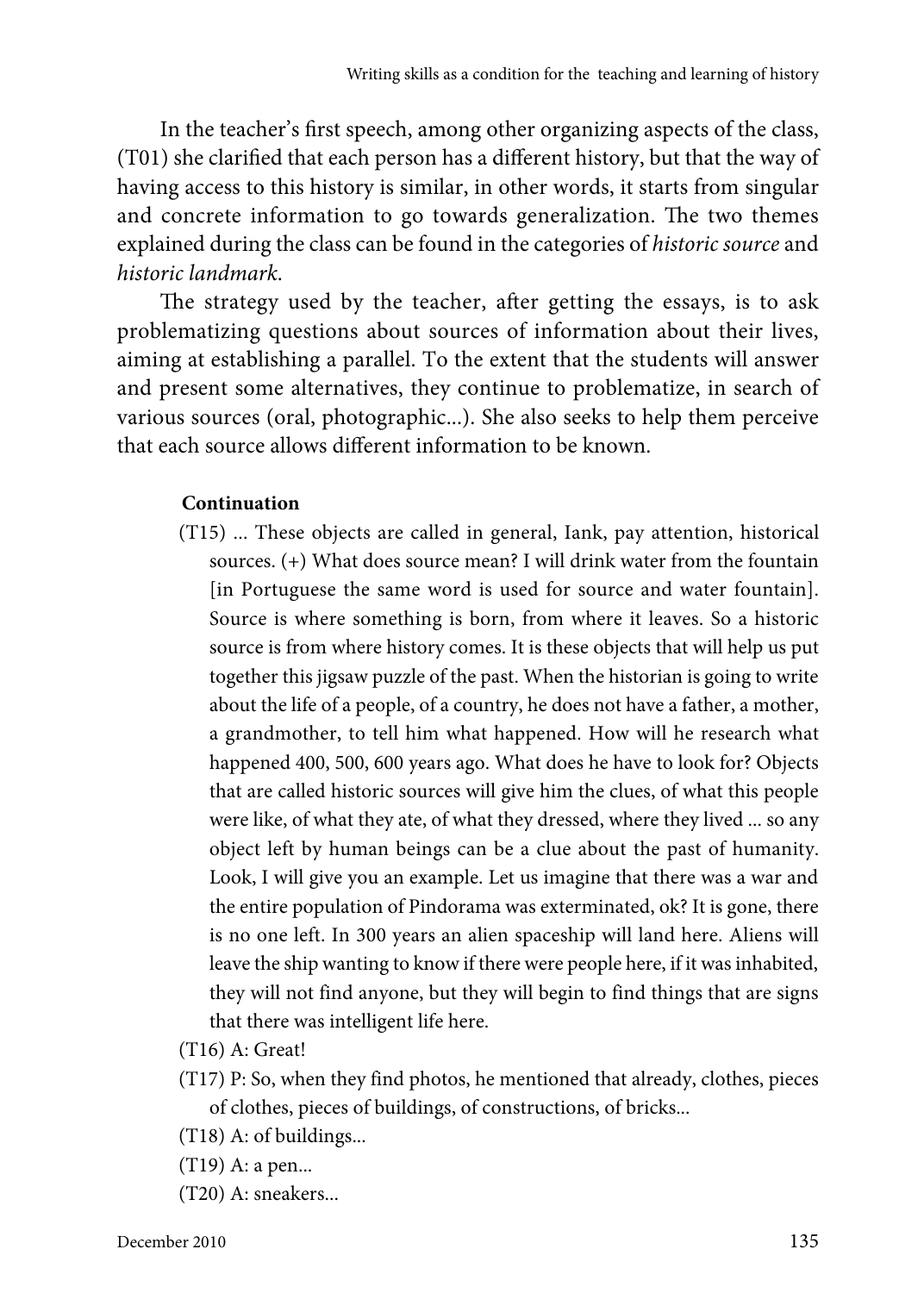In the teacher's first speech, among other organizing aspects of the class, (T01) she clarified that each person has a different history, but that the way of having access to this history is similar, in other words, it starts from singular and concrete information to go towards generalization. The two themes explained during the class can be found in the categories of *historic source* and *historic landmark*.

The strategy used by the teacher, after getting the essays, is to ask problematizing questions about sources of information about their lives, aiming at establishing a parallel. To the extent that the students will answer and present some alternatives, they continue to problematize, in search of various sources (oral, photographic...). She also seeks to help them perceive that each source allows different information to be known.

**Continuation**

(T15) ... These objects are called in general, Iank, pay attention, historical sources. (+) What does source mean? I will drink water from the fountain [in Portuguese the same word is used for source and water fountain]. Source is where something is born, from where it leaves. So a historic source is from where history comes. It is these objects that will help us put together this jigsaw puzzle of the past. When the historian is going to write about the life of a people, of a country, he does not have a father, a mother, a grandmother, to tell him what happened. How will he research what happened 400, 500, 600 years ago. What does he have to look for? Objects that are called historic sources will give him the clues, of what this people were like, of what they ate, of what they dressed, where they lived ... so any object left by human beings can be a clue about the past of humanity. Look, I will give you an example. Let us imagine that there was a war and the entire population of Pindorama was exterminated, ok? It is gone, there is no one left. In 300 years an alien spaceship will land here. Aliens will leave the ship wanting to know if there were people here, if it was inhabited, they will not find anyone, but they will begin to find things that are signs that there was intelligent life here.

(T16) A: Great!

(T17) P: So, when they find photos, he mentioned that already, clothes, pieces of clothes, pieces of buildings, of constructions, of bricks...

(T18) A: of buildings...

(T19) A: a pen...

(T20) A: sneakers...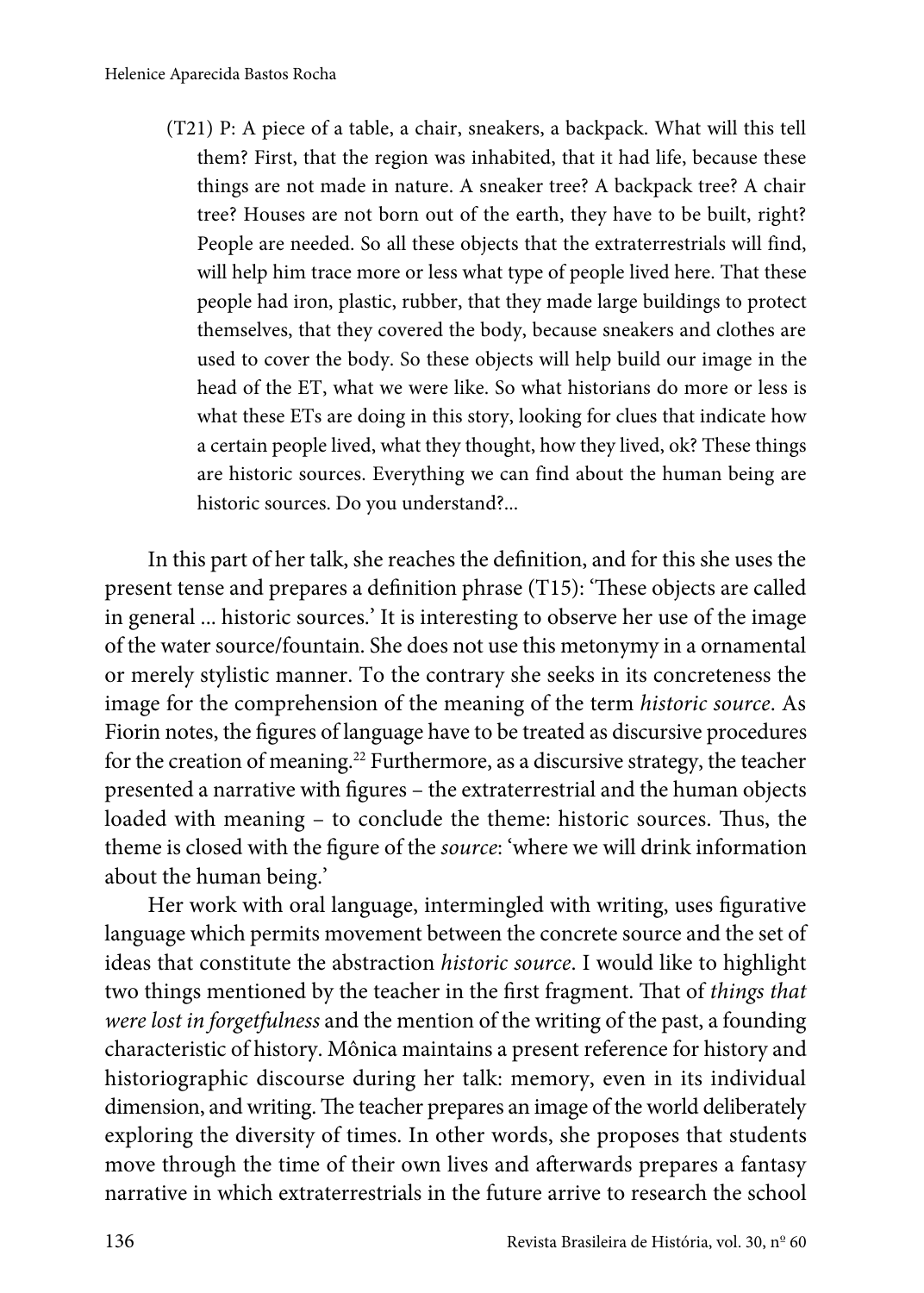(T21) P: A piece of a table, a chair, sneakers, a backpack. What will this tell them? First, that the region was inhabited, that it had life, because these things are not made in nature. A sneaker tree? A backpack tree? A chair tree? Houses are not born out of the earth, they have to be built, right? People are needed. So all these objects that the extraterrestrials will find, will help him trace more or less what type of people lived here. That these people had iron, plastic, rubber, that they made large buildings to protect themselves, that they covered the body, because sneakers and clothes are used to cover the body. So these objects will help build our image in the head of the ET, what we were like. So what historians do more or less is what these ETs are doing in this story, looking for clues that indicate how a certain people lived, what they thought, how they lived, ok? These things are historic sources. Everything we can find about the human being are historic sources. Do you understand?...

In this part of her talk, she reaches the definition, and for this she uses the present tense and prepares a definition phrase (T15): 'These objects are called in general ... historic sources.' It is interesting to observe her use of the image of the water source/fountain. She does not use this metonymy in a ornamental or merely stylistic manner. To the contrary she seeks in its concreteness the image for the comprehension of the meaning of the term *historic source*. As Fiorin notes, the figures of language have to be treated as discursive procedures for the creation of meaning.[22] Furthermore, as a discursive strategy, the teacher presented a narrative with figures – the extraterrestrial and the human objects loaded with meaning – to conclude the theme: historic sources. Thus, the theme is closed with the figure of the *source*: 'where we will drink information about the human being.'

Her work with oral language, intermingled with writing, uses figurative language which permits movement between the concrete source and the set of ideas that constitute the abstraction *historic source*. I would like to highlight two things mentioned by the teacher in the first fragment. That of *things that were lost in forgetfulness* and the mention of the writing of the past, a founding characteristic of history. Mônica maintains a present reference for history and historiographic discourse during her talk: memory, even in its individual dimension, and writing. The teacher prepares an image of the world deliberately exploring the diversity of times. In other words, she proposes that students move through the time of their own lives and afterwards prepares a fantasy narrative in which extraterrestrials in the future arrive to research the school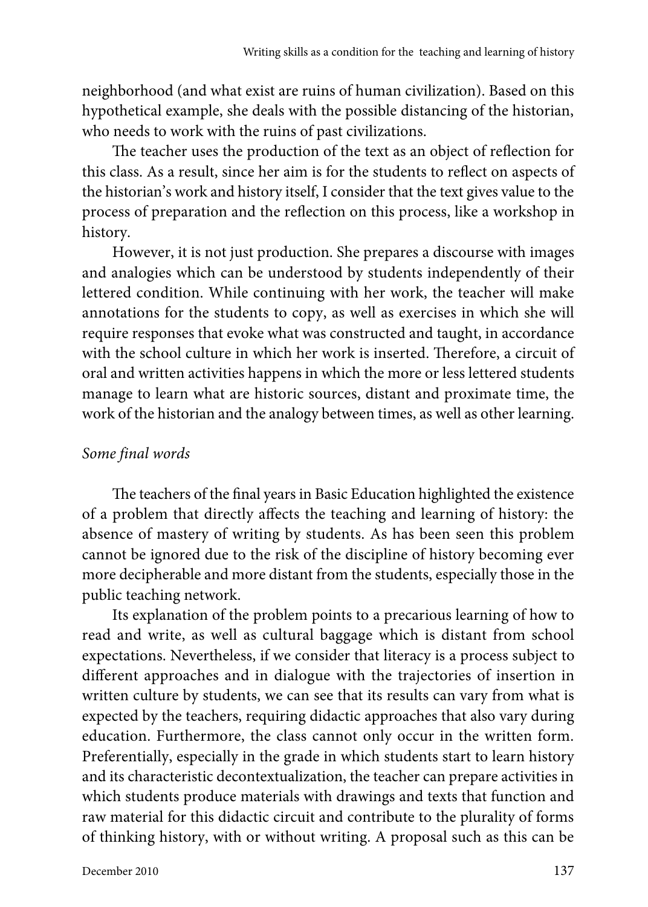neighborhood (and what exist are ruins of human civilization). Based on this hypothetical example, she deals with the possible distancing of the historian, who needs to work with the ruins of past civilizations.

The teacher uses the production of the text as an object of reflection for this class. As a result, since her aim is for the students to reflect on aspects of the historian's work and history itself, I consider that the text gives value to the process of preparation and the reflection on this process, like a workshop in history.

However, it is not just production. She prepares a discourse with images and analogies which can be understood by students independently of their lettered condition. While continuing with her work, the teacher will make annotations for the students to copy, as well as exercises in which she will require responses that evoke what was constructed and taught, in accordance with the school culture in which her work is inserted. Therefore, a circuit of oral and written activities happens in which the more or less lettered students manage to learn what are historic sources, distant and proximate time, the work of the historian and the analogy between times, as well as other learning.

*Some final words*

The teachers of the final years in Basic Education highlighted the existence of a problem that directly affects the teaching and learning of history: the absence of mastery of writing by students. As has been seen this problem cannot be ignored due to the risk of the discipline of history becoming ever more decipherable and more distant from the students, especially those in the public teaching network.

Its explanation of the problem points to a precarious learning of how to read and write, as well as cultural baggage which is distant from school expectations. Nevertheless, if we consider that literacy is a process subject to different approaches and in dialogue with the trajectories of insertion in written culture by students, we can see that its results can vary from what is expected by the teachers, requiring didactic approaches that also vary during education. Furthermore, the class cannot only occur in the written form. Preferentially, especially in the grade in which students start to learn history and its characteristic decontextualization, the teacher can prepare activities in which students produce materials with drawings and texts that function and raw material for this didactic circuit and contribute to the plurality of forms of thinking history, with or without writing. A proposal such as this can be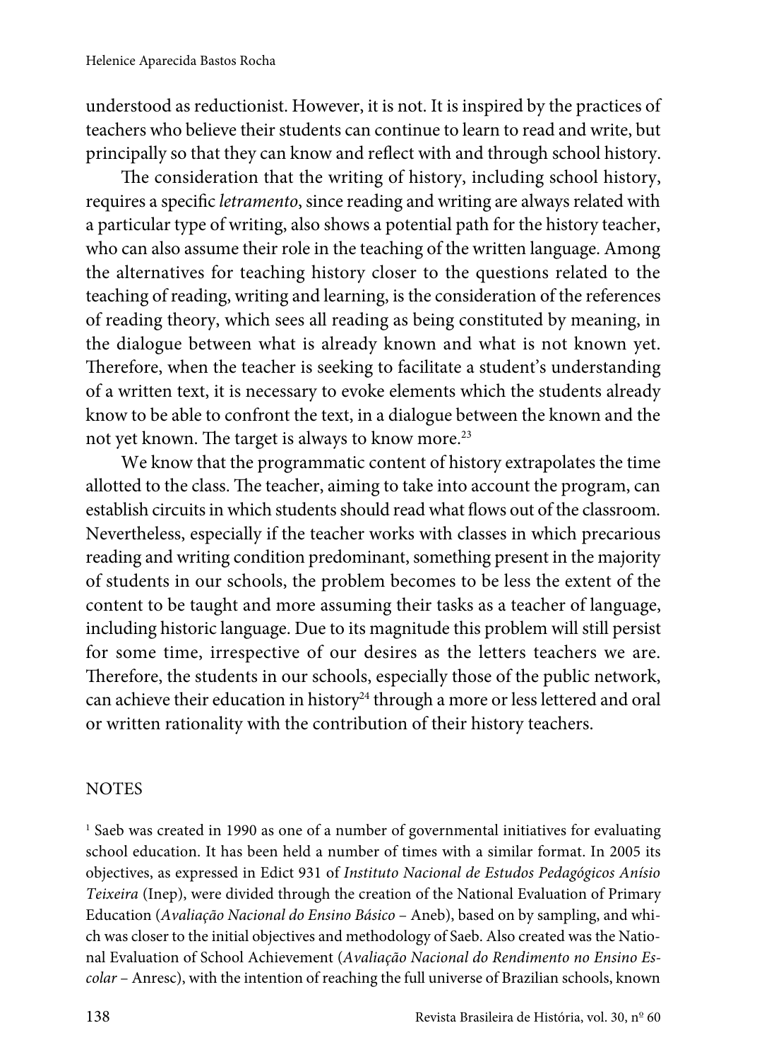understood as reductionist. However, it is not. It is inspired by the practices of teachers who believe their students can continue to learn to read and write, but principally so that they can know and reflect with and through school history.

The consideration that the writing of history, including school history, requires a specific *letramento*, since reading and writing are always related with a particular type of writing, also shows a potential path for the history teacher, who can also assume their role in the teaching of the written language. Among the alternatives for teaching history closer to the questions related to the teaching of reading, writing and learning, is the consideration of the references of reading theory, which sees all reading as being constituted by meaning, in the dialogue between what is already known and what is not known yet. Therefore, when the teacher is seeking to facilitate a student's understanding of a written text, it is necessary to evoke elements which the students already know to be able to confront the text, in a dialogue between the known and the not yet known. The target is always to know more.[23]

We know that the programmatic content of history extrapolates the time allotted to the class. The teacher, aiming to take into account the program, can establish circuits in which students should read what flows out of the classroom. Nevertheless, especially if the teacher works with classes in which precarious reading and writing condition predominant, something present in the majority of students in our schools, the problem becomes to be less the extent of the content to be taught and more assuming their tasks as a teacher of language, including historic language. Due to its magnitude this problem will still persist for some time, irrespective of our desires as the letters teachers we are. Therefore, the students in our schools, especially those of the public network, can achieve their education in history[24] through a more or less lettered and oral or written rationality with the contribution of their history teachers.

## NOTES

[1] Saeb was created in 1990 as one of a number of governmental initiatives for evaluating school education. It has been held a number of times with a similar format. In 2005 its objectives, as expressed in Edict 931 of *Instituto Nacional de Estudos Pedagógicos Anísio Teixeira* (Inep), were divided through the creation of the National Evaluation of Primary Education (*Avaliação Nacional do Ensino Básico* – Aneb), based on by sampling, and which was closer to the initial objectives and methodology of Saeb. Also created was the National Evaluation of School Achievement (*Avaliação Nacional do Rendimento no Ensino Escolar* – Anresc), with the intention of reaching the full universe of Brazilian schools, known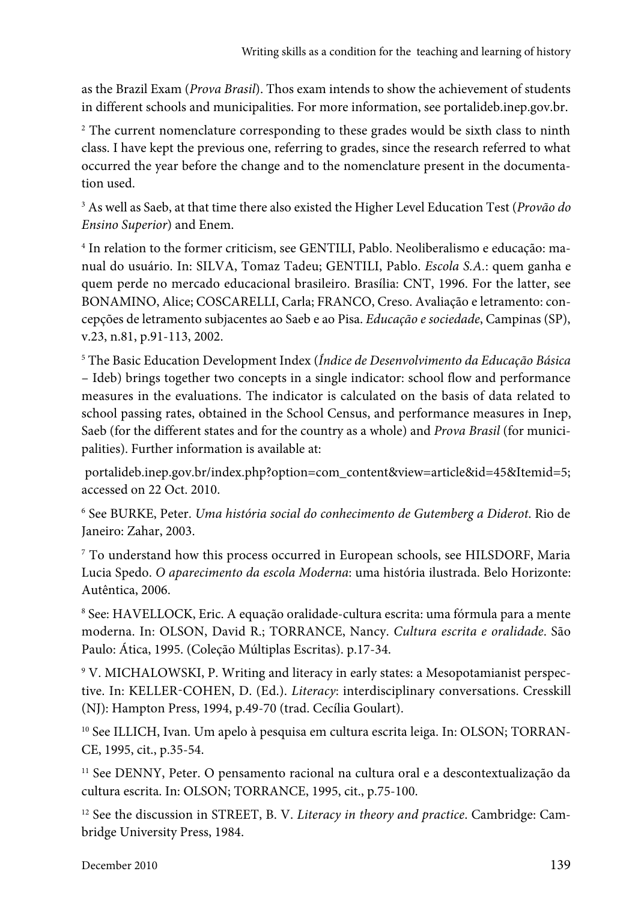as the Brazil Exam (*Prova Brasil*). Thos exam intends to show the achievement of students in different schools and municipalities. For more information, see portalideb.inep.gov.br.

[2] The current nomenclature corresponding to these grades would be sixth class to ninth class. I have kept the previous one, referring to grades, since the research referred to what occurred the year before the change and to the nomenclature present in the documentation used.

[3] As well as Saeb, at that time there also existed the Higher Level Education Test (*Provão do Ensino Superior*) and Enem.

[4] In relation to the former criticism, see GENTILI, Pablo. Neoliberalismo e educação: manual do usuário. In: SILVA, Tomaz Tadeu; GENTILI, Pablo. *Escola S.A.*: quem ganha e quem perde no mercado educacional brasileiro. Brasília: CNT, 1996. For the latter, see BONAMINO, Alice; COSCARELLI, Carla; FRANCO, Creso. Avaliação e letramento: concepções de letramento subjacentes ao Saeb e ao Pisa. *Educação e sociedade*, Campinas (SP), v.23, n.81, p.91-113, 2002.

[5] The Basic Education Development Index (*Índice de Desenvolvimento da Educação Básica* – Ideb) brings together two concepts in a single indicator: school flow and performance measures in the evaluations. The indicator is calculated on the basis of data related to school passing rates, obtained in the School Census, and performance measures in Inep, Saeb (for the different states and for the country as a whole) and *Prova Brasil* (for municipalities). Further information is available at:

portalideb.inep.gov.br/index.php?option=com_content&view=article&id=45&Itemid=5; accessed on 22 Oct. 2010.

[6] See BURKE, Peter. *Uma história social do conhecimento de Gutemberg a Diderot*. Rio de Janeiro: Zahar, 2003.

[7] To understand how this process occurred in European schools, see HILSDORF, Maria Lucia Spedo. *O aparecimento da escola Moderna*: uma história ilustrada. Belo Horizonte: Autêntica, 2006.

[8] See: HAVELLOCK, Eric. A equação oralidade-cultura escrita: uma fórmula para a mente moderna. In: OLSON, David R.; TORRANCE, Nancy. *Cultura escrita e oralidade*. São Paulo: Ática, 1995. (Coleção Múltiplas Escritas). p.17-34.

[9] V. MICHALOWSKI, P. Writing and literacy in early states: a Mesopotamianist perspective. In: KELLER-COHEN, D. (Ed.). *Literacy*: interdisciplinary conversations. Cresskill (NJ): Hampton Press, 1994, p.49-70 (trad. Cecília Goulart).

[10] See ILLICH, Ivan. Um apelo à pesquisa em cultura escrita leiga. In: OLSON; TORRANCE, 1995, cit., p.35-54.

[11] See DENNY, Peter. O pensamento racional na cultura oral e a descontextualização da cultura escrita. In: OLSON; TORRANCE, 1995, cit., p.75-100.

[12] See the discussion in STREET, B. V. *Literacy in theory and practice*. Cambridge: Cambridge University Press, 1984.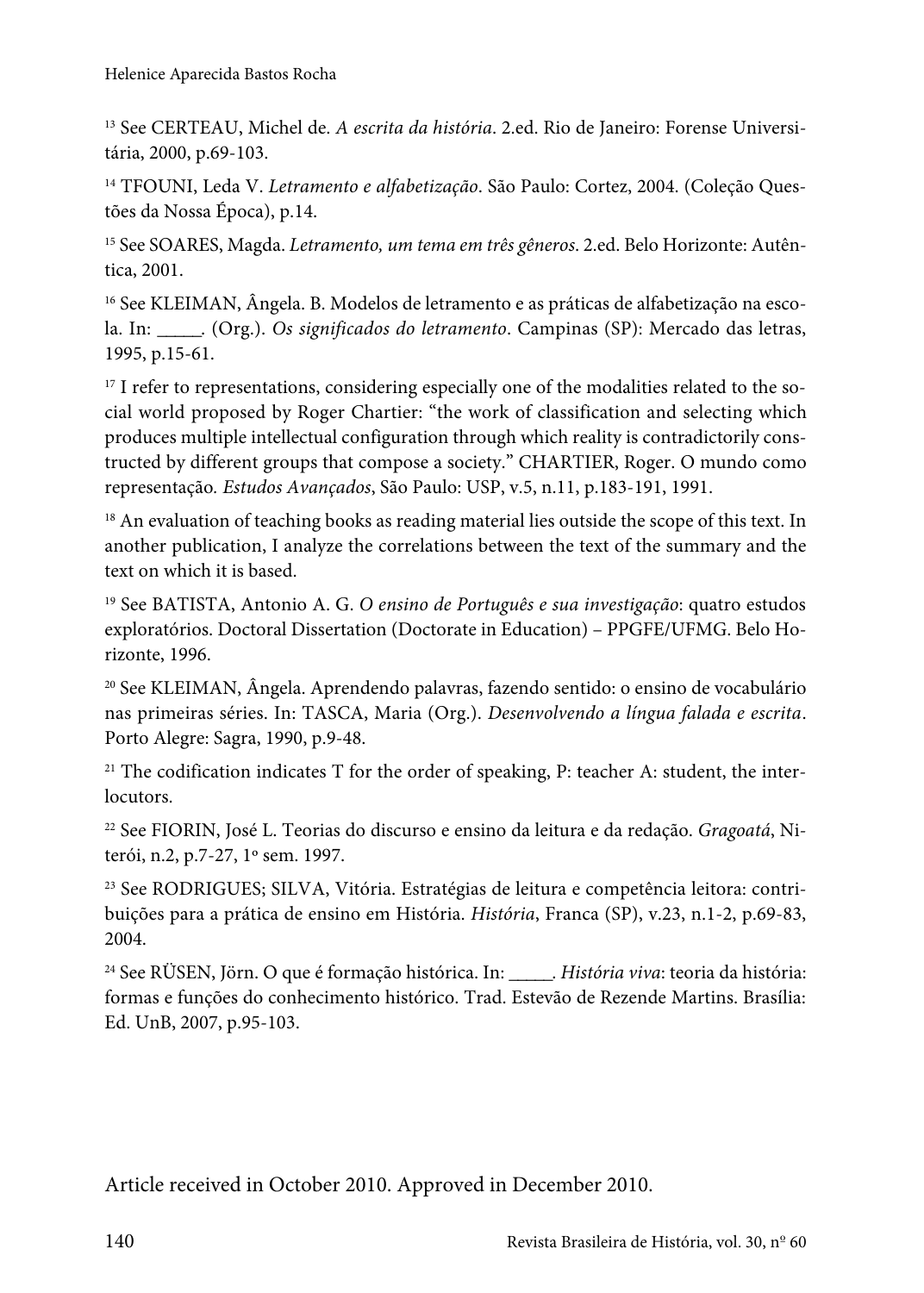[13] See CERTEAU, Michel de. *A escrita da história*. 2.ed. Rio de Janeiro: Forense Universitária, 2000, p.69-103.

[14] TFOUNI, Leda V. *Letramento e alfabetização*. São Paulo: Cortez, 2004. (Coleção Questões da Nossa Época), p.14.

[15] See SOARES, Magda. *Letramento, um tema em três gêneros*. 2.ed. Belo Horizonte: Autêntica, 2001.

[16] See KLEIMAN, Ângela. B. Modelos de letramento e as práticas de alfabetização na escola. In: _____. (Org.). *Os significados do letramento*. Campinas (SP): Mercado das letras, 1995, p.15-61.

[17] I refer to representations, considering especially one of the modalities related to the social world proposed by Roger Chartier: "the work of classification and selecting which produces multiple intellectual configuration through which reality is contradictorily constructed by different groups that compose a society." CHARTIER, Roger. O mundo como representação. *Estudos Avançados*, São Paulo: USP, v.5, n.11, p.183-191, 1991.

[18] An evaluation of teaching books as reading material lies outside the scope of this text. In another publication, I analyze the correlations between the text of the summary and the text on which it is based.

[19] See BATISTA, Antonio A. G. *O ensino de Português e sua investigação*: quatro estudos exploratórios. Doctoral Dissertation (Doctorate in Education) – PPGFE/UFMG. Belo Horizonte, 1996.

[20] See KLEIMAN, Ângela. Aprendendo palavras, fazendo sentido: o ensino de vocabulário nas primeiras séries. In: TASCA, Maria (Org.). *Desenvolvendo a língua falada e escrita*. Porto Alegre: Sagra, 1990, p.9-48.

[21] The codification indicates T for the order of speaking, P: teacher A: student, the interlocutors.

[22] See FIORIN, José L. Teorias do discurso e ensino da leitura e da redação. *Gragoatá*, Niterói, n.2, p.7-27, 1º sem. 1997.

[23] See RODRIGUES; SILVA, Vitória. Estratégias de leitura e competência leitora: contribuições para a prática de ensino em História. *História*, Franca (SP), v.23, n.1-2, p.69-83, 2004.

[24] See RÜSEN, Jörn. O que é formação histórica. In: _____. *História viva*: teoria da história: formas e funções do conhecimento histórico. Trad. Estevão de Rezende Martins. Brasília: Ed. UnB, 2007, p.95-103.

Article received in October 2010. Approved in December 2010.